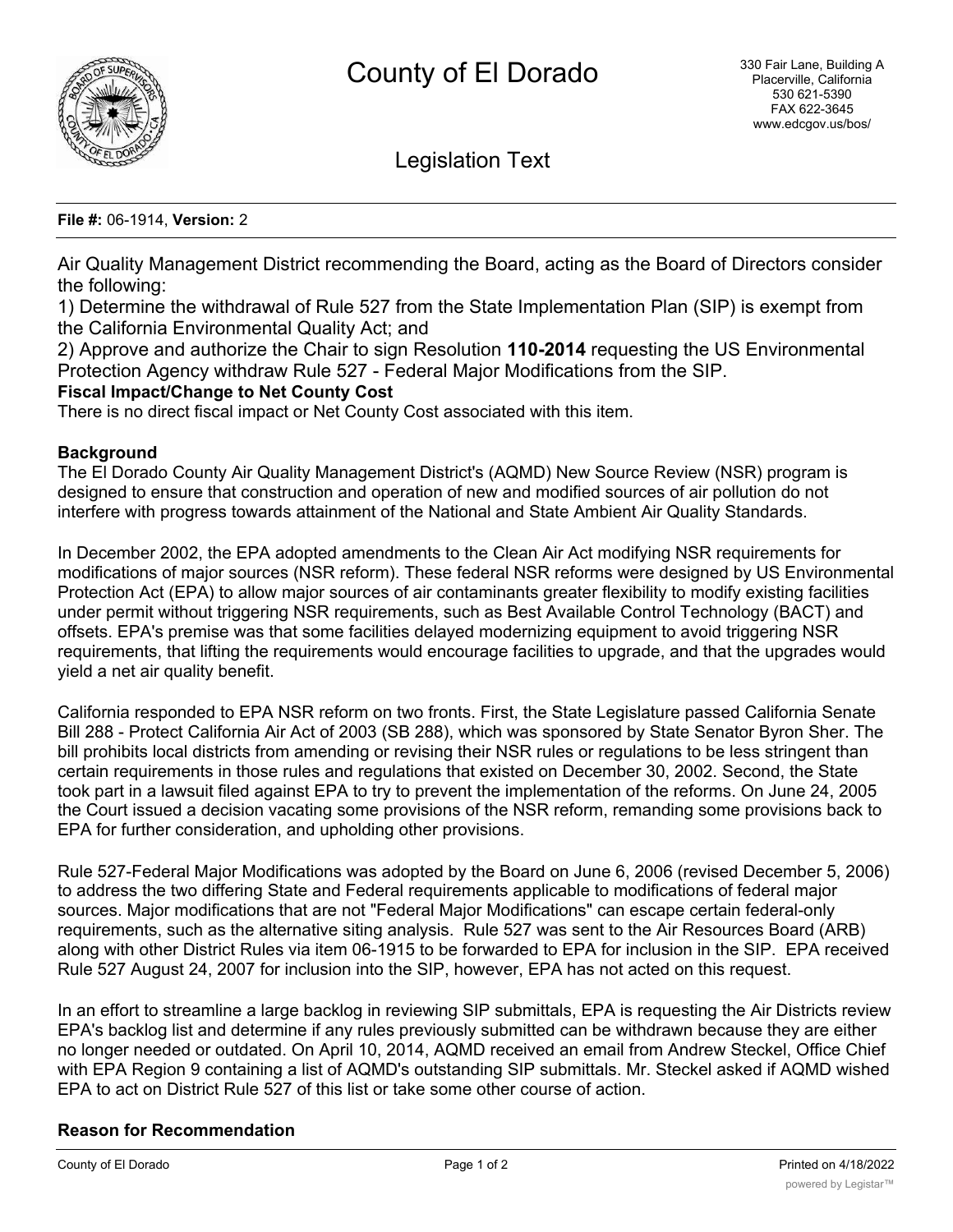# County of El Dorado

330 Fair Lane, Building A
Placerville, California
530 621-5390
FAX 622-3645
www.edcgov.us/bos/

## Legislation Text

**File #:** 06-1914, **Version:** 2

Air Quality Management District recommending the Board, acting as the Board of Directors consider the following:

1) Determine the withdrawal of Rule 527 from the State Implementation Plan (SIP) is exempt from the California Environmental Quality Act; and

2) Approve and authorize the Chair to sign Resolution **110-2014** requesting the US Environmental Protection Agency withdraw Rule 527 - Federal Major Modifications from the SIP.

**Fiscal Impact/Change to Net County Cost**

There is no direct fiscal impact or Net County Cost associated with this item.

**Background**

The El Dorado County Air Quality Management District's (AQMD) New Source Review (NSR) program is designed to ensure that construction and operation of new and modified sources of air pollution do not interfere with progress towards attainment of the National and State Ambient Air Quality Standards.

In December 2002, the EPA adopted amendments to the Clean Air Act modifying NSR requirements for modifications of major sources (NSR reform). These federal NSR reforms were designed by US Environmental Protection Act (EPA) to allow major sources of air contaminants greater flexibility to modify existing facilities under permit without triggering NSR requirements, such as Best Available Control Technology (BACT) and offsets. EPA's premise was that some facilities delayed modernizing equipment to avoid triggering NSR requirements, that lifting the requirements would encourage facilities to upgrade, and that the upgrades would yield a net air quality benefit.

California responded to EPA NSR reform on two fronts. First, the State Legislature passed California Senate Bill 288 - Protect California Air Act of 2003 (SB 288), which was sponsored by State Senator Byron Sher. The bill prohibits local districts from amending or revising their NSR rules or regulations to be less stringent than certain requirements in those rules and regulations that existed on December 30, 2002. Second, the State took part in a lawsuit filed against EPA to try to prevent the implementation of the reforms. On June 24, 2005 the Court issued a decision vacating some provisions of the NSR reform, remanding some provisions back to EPA for further consideration, and upholding other provisions.

Rule 527-Federal Major Modifications was adopted by the Board on June 6, 2006 (revised December 5, 2006) to address the two differing State and Federal requirements applicable to modifications of federal major sources. Major modifications that are not "Federal Major Modifications" can escape certain federal-only requirements, such as the alternative siting analysis. Rule 527 was sent to the Air Resources Board (ARB) along with other District Rules via item 06-1915 to be forwarded to EPA for inclusion in the SIP. EPA received Rule 527 August 24, 2007 for inclusion into the SIP, however, EPA has not acted on this request.

In an effort to streamline a large backlog in reviewing SIP submittals, EPA is requesting the Air Districts review EPA's backlog list and determine if any rules previously submitted can be withdrawn because they are either no longer needed or outdated. On April 10, 2014, AQMD received an email from Andrew Steckel, Office Chief with EPA Region 9 containing a list of AQMD's outstanding SIP submittals. Mr. Steckel asked if AQMD wished EPA to act on District Rule 527 of this list or take some other course of action.

**Reason for Recommendation**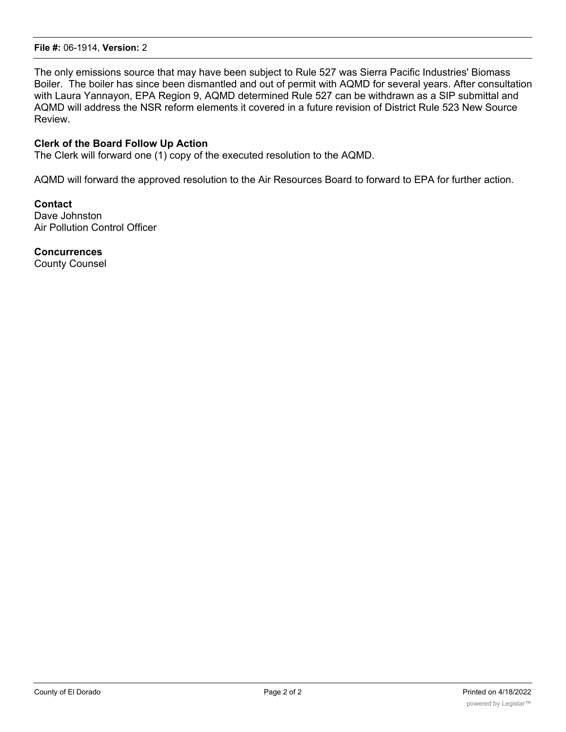**File #:** 06-1914, **Version:** 2

The only emissions source that may have been subject to Rule 527 was Sierra Pacific Industries' Biomass Boiler. The boiler has since been dismantled and out of permit with AQMD for several years. After consultation with Laura Yannayon, EPA Region 9, AQMD determined Rule 527 can be withdrawn as a SIP submittal and AQMD will address the NSR reform elements it covered in a future revision of District Rule 523 New Source Review.

**Clerk of the Board Follow Up Action**

The Clerk will forward one (1) copy of the executed resolution to the AQMD.

AQMD will forward the approved resolution to the Air Resources Board to forward to EPA for further action.

**Contact**

Dave Johnston
Air Pollution Control Officer

**Concurrences**

County Counsel